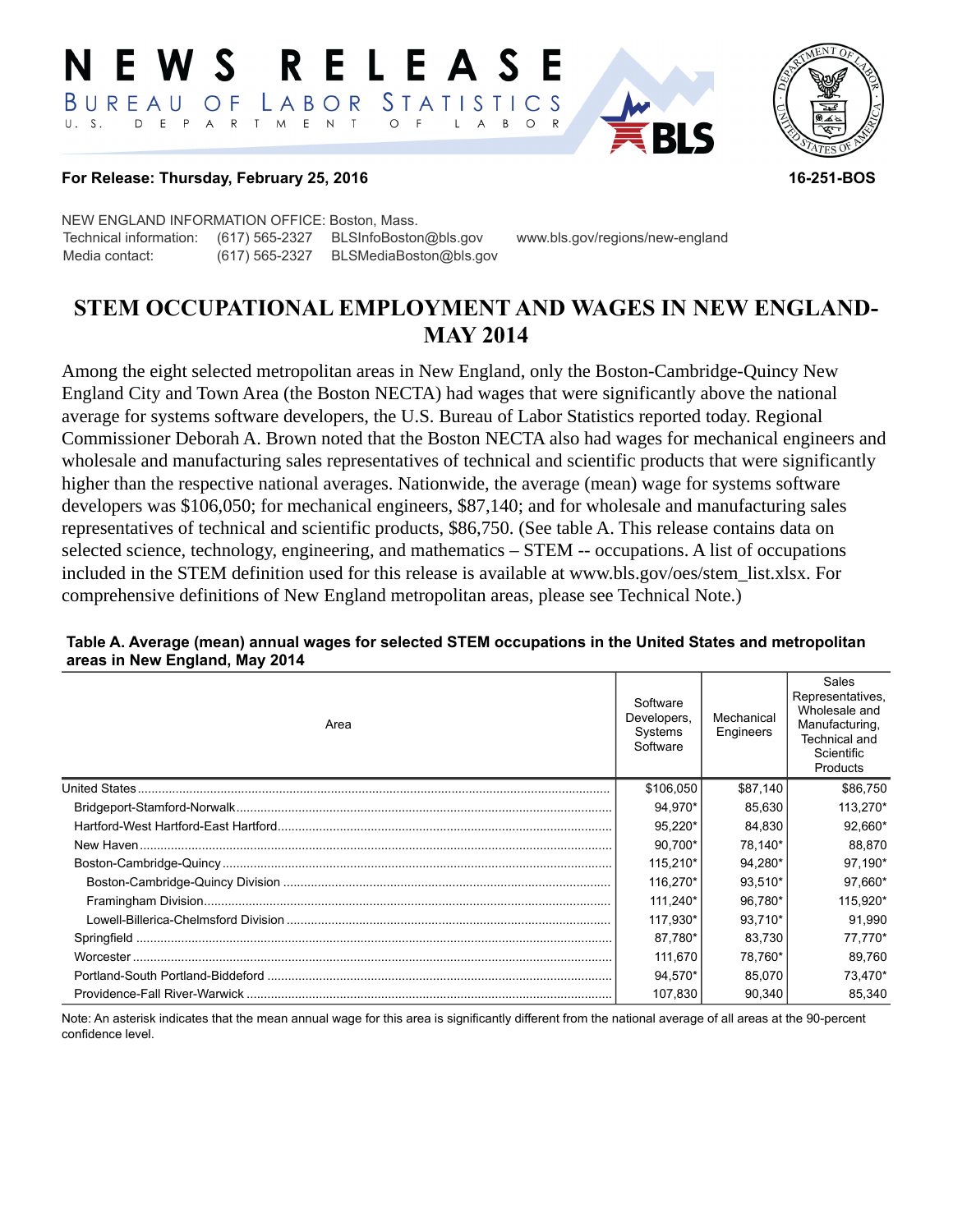# NEWS RELEASE

BUREAU OF LABOR STATISTICS

U. S. DEPARTMENT OF LABOR

**For Release: Thursday, February 25, 2016**

**16-251-BOS**

NEW ENGLAND INFORMATION OFFICE: Boston, Mass.

Technical information: (617) 565-2327 BLSInfoBoston@bls.gov www.bls.gov/regions/new-england

Media contact: (617) 565-2327 BLSMediaBoston@bls.gov

## STEM OCCUPATIONAL EMPLOYMENT AND WAGES IN NEW ENGLAND-MAY 2014

Among the eight selected metropolitan areas in New England, only the Boston-Cambridge-Quincy New England City and Town Area (the Boston NECTA) had wages that were significantly above the national average for systems software developers, the U.S. Bureau of Labor Statistics reported today. Regional Commissioner Deborah A. Brown noted that the Boston NECTA also had wages for mechanical engineers and wholesale and manufacturing sales representatives of technical and scientific products that were significantly higher than the respective national averages. Nationwide, the average (mean) wage for systems software developers was $106,050; for mechanical engineers, $87,140; and for wholesale and manufacturing sales representatives of technical and scientific products, $86,750. (See table A. This release contains data on selected science, technology, engineering, and mathematics – STEM -- occupations. A list of occupations included in the STEM definition used for this release is available at www.bls.gov/oes/stem_list.xlsx. For comprehensive definitions of New England metropolitan areas, please see Technical Note.)

**Table A. Average (mean) annual wages for selected STEM occupations in the United States and metropolitan areas in New England, May 2014**

| Area | Software Developers, Systems Software | Mechanical Engineers | Sales Representatives, Wholesale and Manufacturing, Technical and Scientific Products |
|---|---|---|---|
| United States | $106,050 | $87,140 | $86,750 |
| Bridgeport-Stamford-Norwalk | 94,970* | 85,630 | 113,270* |
| Hartford-West Hartford-East Hartford | 95,220* | 84,830 | 92,660* |
| New Haven | 90,700* | 78,140* | 88,870 |
| Boston-Cambridge-Quincy | 115,210* | 94,280* | 97,190* |
| Boston-Cambridge-Quincy Division | 116,270* | 93,510* | 97,660* |
| Framingham Division | 111,240* | 96,780* | 115,920* |
| Lowell-Billerica-Chelmsford Division | 117,930* | 93,710* | 91,990 |
| Springfield | 87,780* | 83,730 | 77,770* |
| Worcester | 111,670 | 78,760* | 89,760 |
| Portland-South Portland-Biddeford | 94,570* | 85,070 | 73,470* |
| Providence-Fall River-Warwick | 107,830 | 90,340 | 85,340 |

Note: An asterisk indicates that the mean annual wage for this area is significantly different from the national average of all areas at the 90-percent confidence level.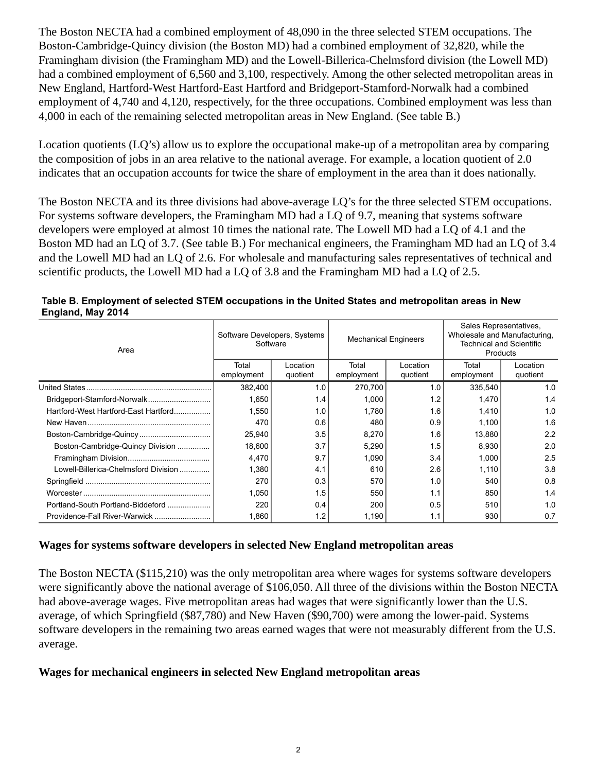The Boston NECTA had a combined employment of 48,090 in the three selected STEM occupations. The Boston-Cambridge-Quincy division (the Boston MD) had a combined employment of 32,820, while the Framingham division (the Framingham MD) and the Lowell-Billerica-Chelmsford division (the Lowell MD) had a combined employment of 6,560 and 3,100, respectively. Among the other selected metropolitan areas in New England, Hartford-West Hartford-East Hartford and Bridgeport-Stamford-Norwalk had a combined employment of 4,740 and 4,120, respectively, for the three occupations. Combined employment was less than 4,000 in each of the remaining selected metropolitan areas in New England. (See table B.)

Location quotients (LQ's) allow us to explore the occupational make-up of a metropolitan area by comparing the composition of jobs in an area relative to the national average. For example, a location quotient of 2.0 indicates that an occupation accounts for twice the share of employment in the area than it does nationally.

The Boston NECTA and its three divisions had above-average LQ's for the three selected STEM occupations. For systems software developers, the Framingham MD had a LQ of 9.7, meaning that systems software developers were employed at almost 10 times the national rate. The Lowell MD had a LQ of 4.1 and the Boston MD had an LQ of 3.7. (See table B.) For mechanical engineers, the Framingham MD had an LQ of 3.4 and the Lowell MD had an LQ of 2.6. For wholesale and manufacturing sales representatives of technical and scientific products, the Lowell MD had a LQ of 3.8 and the Framingham MD had a LQ of 2.5.

**Table B. Employment of selected STEM occupations in the United States and metropolitan areas in New England, May 2014**

| Area | Software Developers, Systems Software | | Mechanical Engineers | | Sales Representatives, Wholesale and Manufacturing, Technical and Scientific Products | |
|---|---|---|---|---|---|---|
| | Total employment | Location quotient | Total employment | Location quotient | Total employment | Location quotient |
| United States | 382,400 | 1.0 | 270,700 | 1.0 | 335,540 | 1.0 |
| Bridgeport-Stamford-Norwalk | 1,650 | 1.4 | 1,000 | 1.2 | 1,470 | 1.4 |
| Hartford-West Hartford-East Hartford | 1,550 | 1.0 | 1,780 | 1.6 | 1,410 | 1.0 |
| New Haven | 470 | 0.6 | 480 | 0.9 | 1,100 | 1.6 |
| Boston-Cambridge-Quincy | 25,940 | 3.5 | 8,270 | 1.6 | 13,880 | 2.2 |
| Boston-Cambridge-Quincy Division | 18,600 | 3.7 | 5,290 | 1.5 | 8,930 | 2.0 |
| Framingham Division | 4,470 | 9.7 | 1,090 | 3.4 | 1,000 | 2.5 |
| Lowell-Billerica-Chelmsford Division | 1,380 | 4.1 | 610 | 2.6 | 1,110 | 3.8 |
| Springfield | 270 | 0.3 | 570 | 1.0 | 540 | 0.8 |
| Worcester | 1,050 | 1.5 | 550 | 1.1 | 850 | 1.4 |
| Portland-South Portland-Biddeford | 220 | 0.4 | 200 | 0.5 | 510 | 1.0 |
| Providence-Fall River-Warwick | 1,860 | 1.2 | 1,190 | 1.1 | 930 | 0.7 |

## Wages for systems software developers in selected New England metropolitan areas

The Boston NECTA ($115,210) was the only metropolitan area where wages for systems software developers were significantly above the national average of $106,050. All three of the divisions within the Boston NECTA had above-average wages. Five metropolitan areas had wages that were significantly lower than the U.S. average, of which Springfield ($87,780) and New Haven ($90,700) were among the lower-paid. Systems software developers in the remaining two areas earned wages that were not measurably different from the U.S. average.

## Wages for mechanical engineers in selected New England metropolitan areas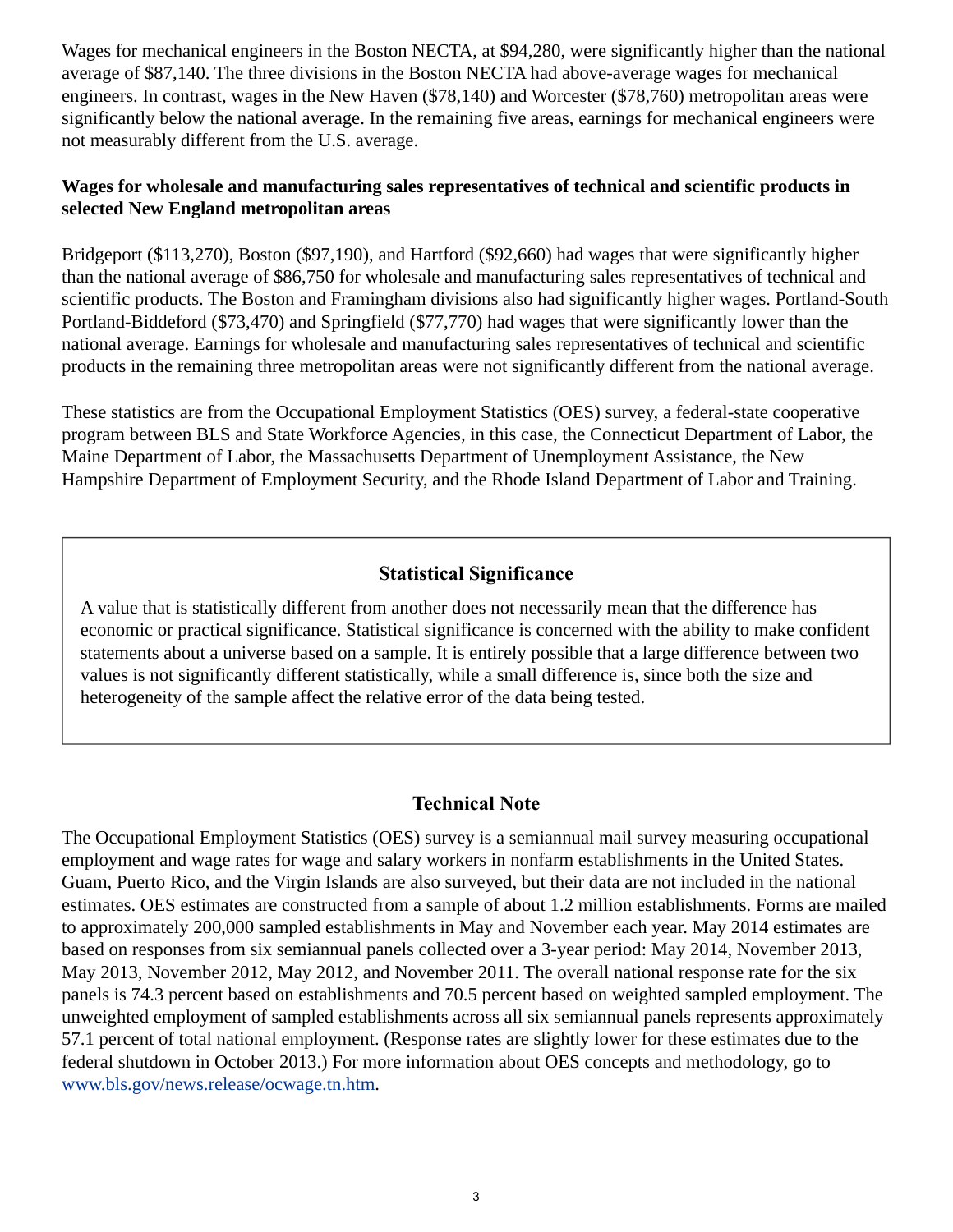Wages for mechanical engineers in the Boston NECTA, at $94,280, were significantly higher than the national average of $87,140. The three divisions in the Boston NECTA had above-average wages for mechanical engineers. In contrast, wages in the New Haven ($78,140) and Worcester ($78,760) metropolitan areas were significantly below the national average. In the remaining five areas, earnings for mechanical engineers were not measurably different from the U.S. average.

**Wages for wholesale and manufacturing sales representatives of technical and scientific products in selected New England metropolitan areas**

Bridgeport ($113,270), Boston ($97,190), and Hartford ($92,660) had wages that were significantly higher than the national average of $86,750 for wholesale and manufacturing sales representatives of technical and scientific products. The Boston and Framingham divisions also had significantly higher wages. Portland-South Portland-Biddeford ($73,470) and Springfield ($77,770) had wages that were significantly lower than the national average. Earnings for wholesale and manufacturing sales representatives of technical and scientific products in the remaining three metropolitan areas were not significantly different from the national average.

These statistics are from the Occupational Employment Statistics (OES) survey, a federal-state cooperative program between BLS and State Workforce Agencies, in this case, the Connecticut Department of Labor, the Maine Department of Labor, the Massachusetts Department of Unemployment Assistance, the New Hampshire Department of Employment Security, and the Rhode Island Department of Labor and Training.

## Statistical Significance

A value that is statistically different from another does not necessarily mean that the difference has economic or practical significance. Statistical significance is concerned with the ability to make confident statements about a universe based on a sample. It is entirely possible that a large difference between two values is not significantly different statistically, while a small difference is, since both the size and heterogeneity of the sample affect the relative error of the data being tested.

## Technical Note

The Occupational Employment Statistics (OES) survey is a semiannual mail survey measuring occupational employment and wage rates for wage and salary workers in nonfarm establishments in the United States. Guam, Puerto Rico, and the Virgin Islands are also surveyed, but their data are not included in the national estimates. OES estimates are constructed from a sample of about 1.2 million establishments. Forms are mailed to approximately 200,000 sampled establishments in May and November each year. May 2014 estimates are based on responses from six semiannual panels collected over a 3-year period: May 2014, November 2013, May 2013, November 2012, May 2012, and November 2011. The overall national response rate for the six panels is 74.3 percent based on establishments and 70.5 percent based on weighted sampled employment. The unweighted employment of sampled establishments across all six semiannual panels represents approximately 57.1 percent of total national employment. (Response rates are slightly lower for these estimates due to the federal shutdown in October 2013.) For more information about OES concepts and methodology, go to www.bls.gov/news.release/ocwage.tn.htm.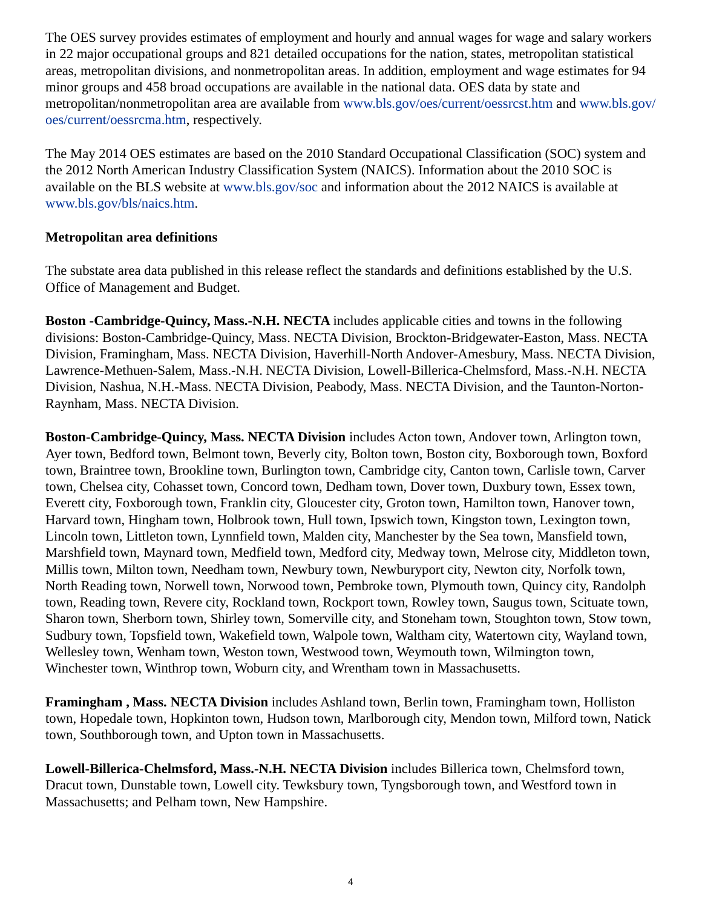The OES survey provides estimates of employment and hourly and annual wages for wage and salary workers in 22 major occupational groups and 821 detailed occupations for the nation, states, metropolitan statistical areas, metropolitan divisions, and nonmetropolitan areas. In addition, employment and wage estimates for 94 minor groups and 458 broad occupations are available in the national data. OES data by state and metropolitan/nonmetropolitan area are available from www.bls.gov/oes/current/oessrcst.htm and www.bls.gov/oes/current/oessrcma.htm, respectively.

The May 2014 OES estimates are based on the 2010 Standard Occupational Classification (SOC) system and the 2012 North American Industry Classification System (NAICS). Information about the 2010 SOC is available on the BLS website at www.bls.gov/soc and information about the 2012 NAICS is available at www.bls.gov/bls/naics.htm.

**Metropolitan area definitions**

The substate area data published in this release reflect the standards and definitions established by the U.S. Office of Management and Budget.

**Boston -Cambridge-Quincy, Mass.-N.H. NECTA** includes applicable cities and towns in the following divisions: Boston-Cambridge-Quincy, Mass. NECTA Division, Brockton-Bridgewater-Easton, Mass. NECTA Division, Framingham, Mass. NECTA Division, Haverhill-North Andover-Amesbury, Mass. NECTA Division, Lawrence-Methuen-Salem, Mass.-N.H. NECTA Division, Lowell-Billerica-Chelmsford, Mass.-N.H. NECTA Division, Nashua, N.H.-Mass. NECTA Division, Peabody, Mass. NECTA Division, and the Taunton-Norton-Raynham, Mass. NECTA Division.

**Boston-Cambridge-Quincy, Mass. NECTA Division** includes Acton town, Andover town, Arlington town, Ayer town, Bedford town, Belmont town, Beverly city, Bolton town, Boston city, Boxborough town, Boxford town, Braintree town, Brookline town, Burlington town, Cambridge city, Canton town, Carlisle town, Carver town, Chelsea city, Cohasset town, Concord town, Dedham town, Dover town, Duxbury town, Essex town, Everett city, Foxborough town, Franklin city, Gloucester city, Groton town, Hamilton town, Hanover town, Harvard town, Hingham town, Holbrook town, Hull town, Ipswich town, Kingston town, Lexington town, Lincoln town, Littleton town, Lynnfield town, Malden city, Manchester by the Sea town, Mansfield town, Marshfield town, Maynard town, Medfield town, Medford city, Medway town, Melrose city, Middleton town, Millis town, Milton town, Needham town, Newbury town, Newburyport city, Newton city, Norfolk town, North Reading town, Norwell town, Norwood town, Pembroke town, Plymouth town, Quincy city, Randolph town, Reading town, Revere city, Rockland town, Rockport town, Rowley town, Saugus town, Scituate town, Sharon town, Sherborn town, Shirley town, Somerville city, and Stoneham town, Stoughton town, Stow town, Sudbury town, Topsfield town, Wakefield town, Walpole town, Waltham city, Watertown city, Wayland town, Wellesley town, Wenham town, Weston town, Westwood town, Weymouth town, Wilmington town, Winchester town, Winthrop town, Woburn city, and Wrentham town in Massachusetts.

**Framingham , Mass. NECTA Division** includes Ashland town, Berlin town, Framingham town, Holliston town, Hopedale town, Hopkinton town, Hudson town, Marlborough city, Mendon town, Milford town, Natick town, Southborough town, and Upton town in Massachusetts.

**Lowell-Billerica-Chelmsford, Mass.-N.H. NECTA Division** includes Billerica town, Chelmsford town, Dracut town, Dunstable town, Lowell city. Tewksbury town, Tyngsborough town, and Westford town in Massachusetts; and Pelham town, New Hampshire.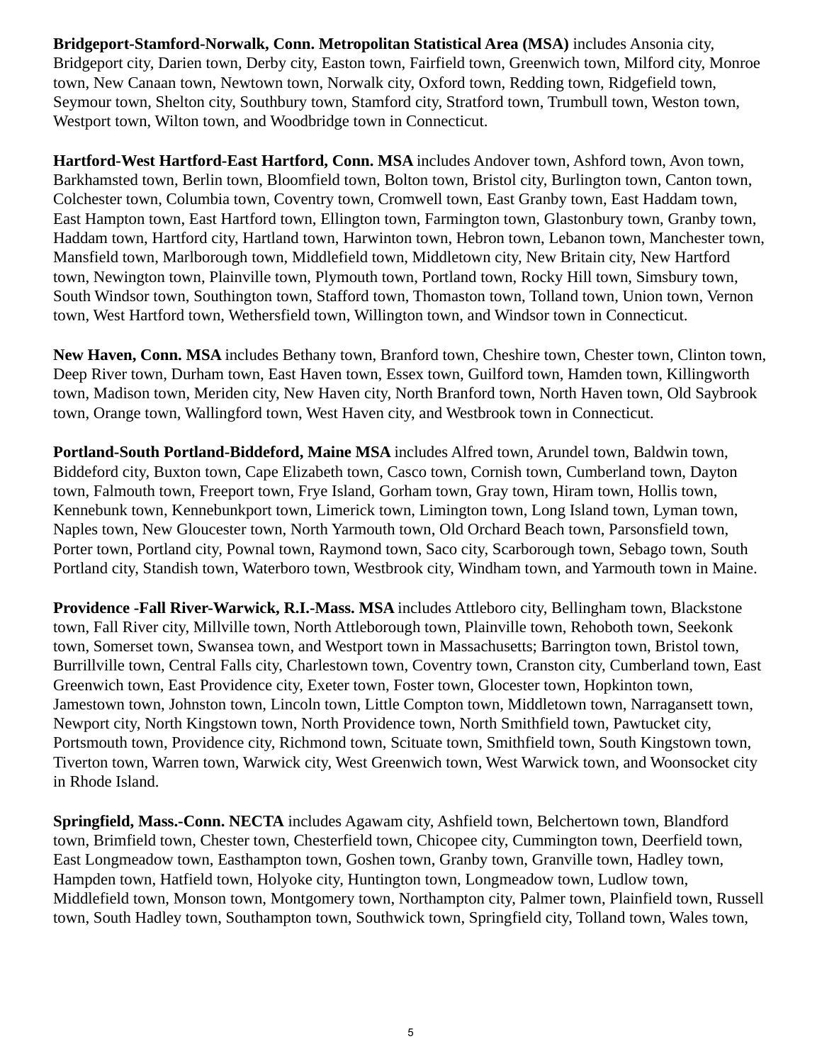**Bridgeport-Stamford-Norwalk, Conn. Metropolitan Statistical Area (MSA)** includes Ansonia city, Bridgeport city, Darien town, Derby city, Easton town, Fairfield town, Greenwich town, Milford city, Monroe town, New Canaan town, Newtown town, Norwalk city, Oxford town, Redding town, Ridgefield town, Seymour town, Shelton city, Southbury town, Stamford city, Stratford town, Trumbull town, Weston town, Westport town, Wilton town, and Woodbridge town in Connecticut.

**Hartford-West Hartford-East Hartford, Conn. MSA** includes Andover town, Ashford town, Avon town, Barkhamsted town, Berlin town, Bloomfield town, Bolton town, Bristol city, Burlington town, Canton town, Colchester town, Columbia town, Coventry town, Cromwell town, East Granby town, East Haddam town, East Hampton town, East Hartford town, Ellington town, Farmington town, Glastonbury town, Granby town, Haddam town, Hartford city, Hartland town, Harwinton town, Hebron town, Lebanon town, Manchester town, Mansfield town, Marlborough town, Middlefield town, Middletown city, New Britain city, New Hartford town, Newington town, Plainville town, Plymouth town, Portland town, Rocky Hill town, Simsbury town, South Windsor town, Southington town, Stafford town, Thomaston town, Tolland town, Union town, Vernon town, West Hartford town, Wethersfield town, Willington town, and Windsor town in Connecticut.

**New Haven, Conn. MSA** includes Bethany town, Branford town, Cheshire town, Chester town, Clinton town, Deep River town, Durham town, East Haven town, Essex town, Guilford town, Hamden town, Killingworth town, Madison town, Meriden city, New Haven city, North Branford town, North Haven town, Old Saybrook town, Orange town, Wallingford town, West Haven city, and Westbrook town in Connecticut.

**Portland-South Portland-Biddeford, Maine MSA** includes Alfred town, Arundel town, Baldwin town, Biddeford city, Buxton town, Cape Elizabeth town, Casco town, Cornish town, Cumberland town, Dayton town, Falmouth town, Freeport town, Frye Island, Gorham town, Gray town, Hiram town, Hollis town, Kennebunk town, Kennebunkport town, Limerick town, Limington town, Long Island town, Lyman town, Naples town, New Gloucester town, North Yarmouth town, Old Orchard Beach town, Parsonsfield town, Porter town, Portland city, Pownal town, Raymond town, Saco city, Scarborough town, Sebago town, South Portland city, Standish town, Waterboro town, Westbrook city, Windham town, and Yarmouth town in Maine.

**Providence -Fall River-Warwick, R.I.-Mass. MSA** includes Attleboro city, Bellingham town, Blackstone town, Fall River city, Millville town, North Attleborough town, Plainville town, Rehoboth town, Seekonk town, Somerset town, Swansea town, and Westport town in Massachusetts; Barrington town, Bristol town, Burrillville town, Central Falls city, Charlestown town, Coventry town, Cranston city, Cumberland town, East Greenwich town, East Providence city, Exeter town, Foster town, Glocester town, Hopkinton town, Jamestown town, Johnston town, Lincoln town, Little Compton town, Middletown town, Narragansett town, Newport city, North Kingstown town, North Providence town, North Smithfield town, Pawtucket city, Portsmouth town, Providence city, Richmond town, Scituate town, Smithfield town, South Kingstown town, Tiverton town, Warren town, Warwick city, West Greenwich town, West Warwick town, and Woonsocket city in Rhode Island.

**Springfield, Mass.-Conn. NECTA** includes Agawam city, Ashfield town, Belchertown town, Blandford town, Brimfield town, Chester town, Chesterfield town, Chicopee city, Cummington town, Deerfield town, East Longmeadow town, Easthampton town, Goshen town, Granby town, Granville town, Hadley town, Hampden town, Hatfield town, Holyoke city, Huntington town, Longmeadow town, Ludlow town, Middlefield town, Monson town, Montgomery town, Northampton city, Palmer town, Plainfield town, Russell town, South Hadley town, Southampton town, Southwick town, Springfield city, Tolland town, Wales town,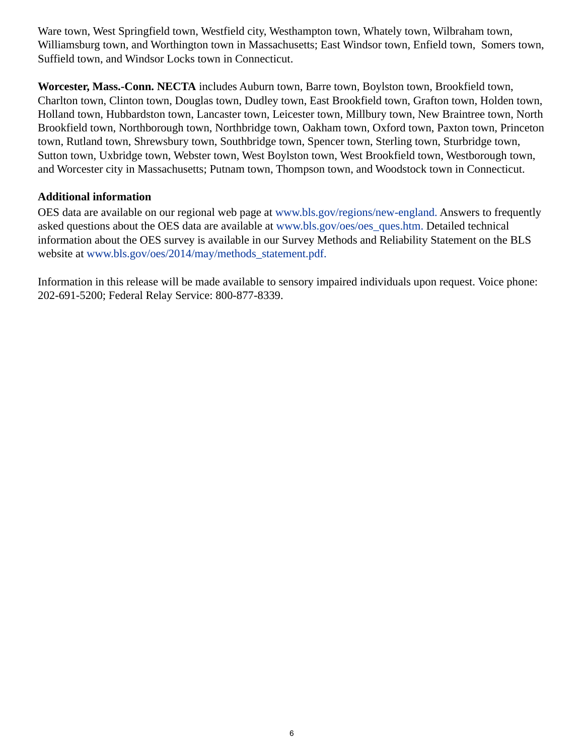Ware town, West Springfield town, Westfield city, Westhampton town, Whately town, Wilbraham town, Williamsburg town, and Worthington town in Massachusetts; East Windsor town, Enfield town, Somers town, Suffield town, and Windsor Locks town in Connecticut.

**Worcester, Mass.-Conn. NECTA** includes Auburn town, Barre town, Boylston town, Brookfield town, Charlton town, Clinton town, Douglas town, Dudley town, East Brookfield town, Grafton town, Holden town, Holland town, Hubbardston town, Lancaster town, Leicester town, Millbury town, New Braintree town, North Brookfield town, Northborough town, Northbridge town, Oakham town, Oxford town, Paxton town, Princeton town, Rutland town, Shrewsbury town, Southbridge town, Spencer town, Sterling town, Sturbridge town, Sutton town, Uxbridge town, Webster town, West Boylston town, West Brookfield town, Westborough town, and Worcester city in Massachusetts; Putnam town, Thompson town, and Woodstock town in Connecticut.

**Additional information**

OES data are available on our regional web page at www.bls.gov/regions/new-england. Answers to frequently asked questions about the OES data are available at www.bls.gov/oes/oes_ques.htm. Detailed technical information about the OES survey is available in our Survey Methods and Reliability Statement on the BLS website at www.bls.gov/oes/2014/may/methods_statement.pdf.

Information in this release will be made available to sensory impaired individuals upon request. Voice phone: 202-691-5200; Federal Relay Service: 800-877-8339.